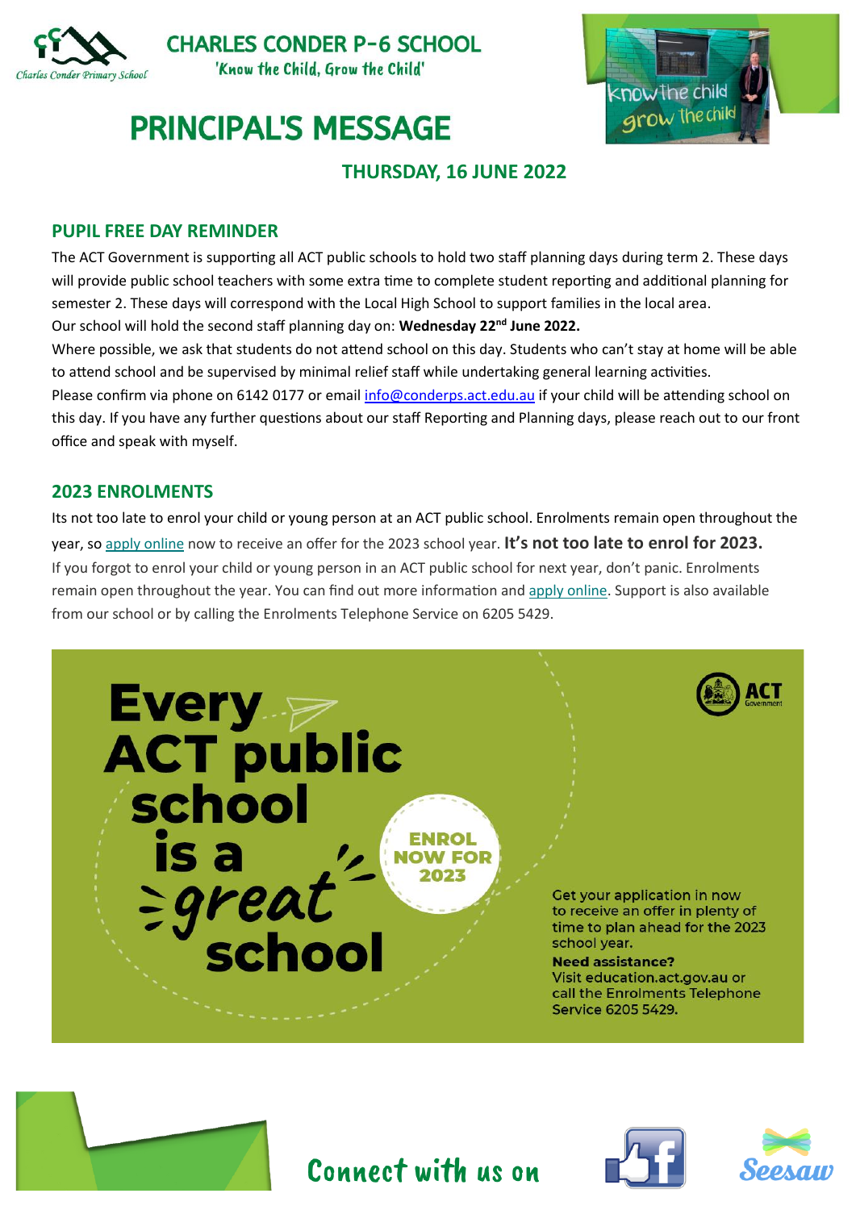# CHARLES CONDER P-6 SCHOOL

'Know the Child, Grow the Child'

# PRINCIPAL'S MESSAGE

## THURSDAY, 16 JUNE 2022

### PUPIL FREE DAY REMINDER

The ACT Government is supporting all ACT public schools to hold two staff planning days during term 2. These days will provide public school teachers with some extra time to complete student reporting and additional planning for semester 2. These days will correspond with the Local High School to support families in the local area.

Our school will hold the second staff planning day on: **Wednesday 22nd June 2022.**

Where possible, we ask that students do not attend school on this day. Students who can't stay at home will be able to attend school and be supervised by minimal relief staff while undertaking general learning activities.

Please confirm via phone on 6142 0177 or email info@conderps.act.edu.au if your child will be attending school on this day. If you have any further questions about our staff Reporting and Planning days, please reach out to our front office and speak with myself.

### 2023 ENROLMENTS

Its not too late to enrol your child or young person at an ACT public school. Enrolments remain open throughout the year, so apply online now to receive an offer for the 2023 school year. **It's not too late to enrol for 2023.**

If you forgot to enrol your child or young person in an ACT public school for next year, don't panic. Enrolments remain open throughout the year. You can find out more information and apply online. Support is also available from our school or by calling the Enrolments Telephone Service on 6205 5429.

**Every ACT public school is a great school**

ENROL NOW FOR 2023

Get your application in now to receive an offer in plenty of time to plan ahead for the 2023 school year.

**Need assistance?**

Visit education.act.gov.au or call the Enrolments Telephone Service 6205 5429.

Connect with us on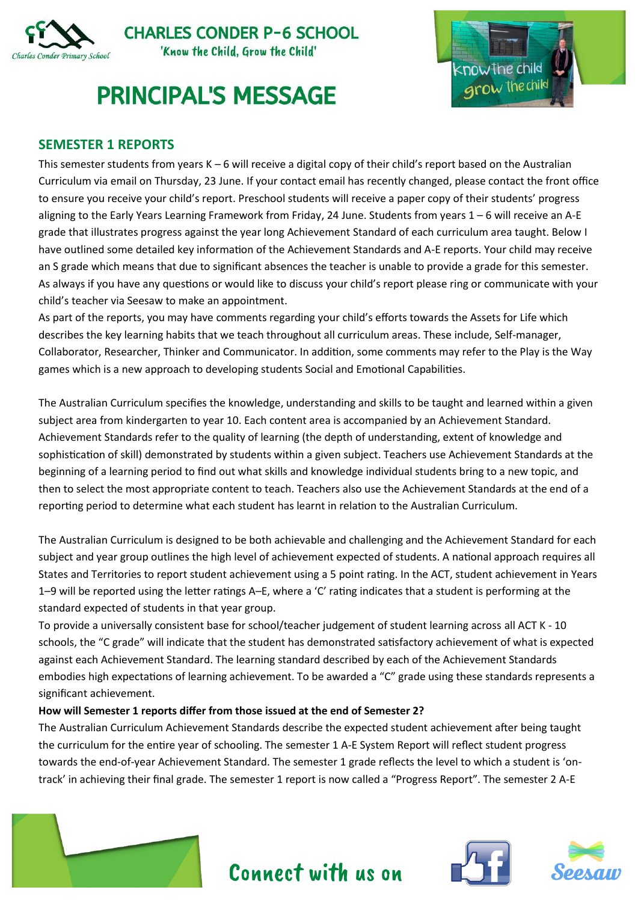# CHARLES CONDER P-6 SCHOOL

'Know the Child, Grow the Child'

# PRINCIPAL'S MESSAGE

## SEMESTER 1 REPORTS

This semester students from years K – 6 will receive a digital copy of their child's report based on the Australian Curriculum via email on Thursday, 23 June. If your contact email has recently changed, please contact the front office to ensure you receive your child's report. Preschool students will receive a paper copy of their students' progress aligning to the Early Years Learning Framework from Friday, 24 June. Students from years 1 – 6 will receive an A-E grade that illustrates progress against the year long Achievement Standard of each curriculum area taught. Below I have outlined some detailed key information of the Achievement Standards and A-E reports. Your child may receive an S grade which means that due to significant absences the teacher is unable to provide a grade for this semester. As always if you have any questions or would like to discuss your child's report please ring or communicate with your child's teacher via Seesaw to make an appointment.

As part of the reports, you may have comments regarding your child's efforts towards the Assets for Life which describes the key learning habits that we teach throughout all curriculum areas. These include, Self-manager, Collaborator, Researcher, Thinker and Communicator. In addition, some comments may refer to the Play is the Way games which is a new approach to developing students Social and Emotional Capabilities.

The Australian Curriculum specifies the knowledge, understanding and skills to be taught and learned within a given subject area from kindergarten to year 10. Each content area is accompanied by an Achievement Standard. Achievement Standards refer to the quality of learning (the depth of understanding, extent of knowledge and sophistication of skill) demonstrated by students within a given subject. Teachers use Achievement Standards at the beginning of a learning period to find out what skills and knowledge individual students bring to a new topic, and then to select the most appropriate content to teach. Teachers also use the Achievement Standards at the end of a reporting period to determine what each student has learnt in relation to the Australian Curriculum.

The Australian Curriculum is designed to be both achievable and challenging and the Achievement Standard for each subject and year group outlines the high level of achievement expected of students. A national approach requires all States and Territories to report student achievement using a 5 point rating. In the ACT, student achievement in Years 1–9 will be reported using the letter ratings A–E, where a 'C' rating indicates that a student is performing at the standard expected of students in that year group.

To provide a universally consistent base for school/teacher judgement of student learning across all ACT K - 10 schools, the "C grade" will indicate that the student has demonstrated satisfactory achievement of what is expected against each Achievement Standard. The learning standard described by each of the Achievement Standards embodies high expectations of learning achievement. To be awarded a "C" grade using these standards represents a significant achievement.

**How will Semester 1 reports differ from those issued at the end of Semester 2?**

The Australian Curriculum Achievement Standards describe the expected student achievement after being taught the curriculum for the entire year of schooling. The semester 1 A-E System Report will reflect student progress towards the end-of-year Achievement Standard. The semester 1 grade reflects the level to which a student is 'on-track' in achieving their final grade. The semester 1 report is now called a "Progress Report". The semester 2 A-E

Connect with us on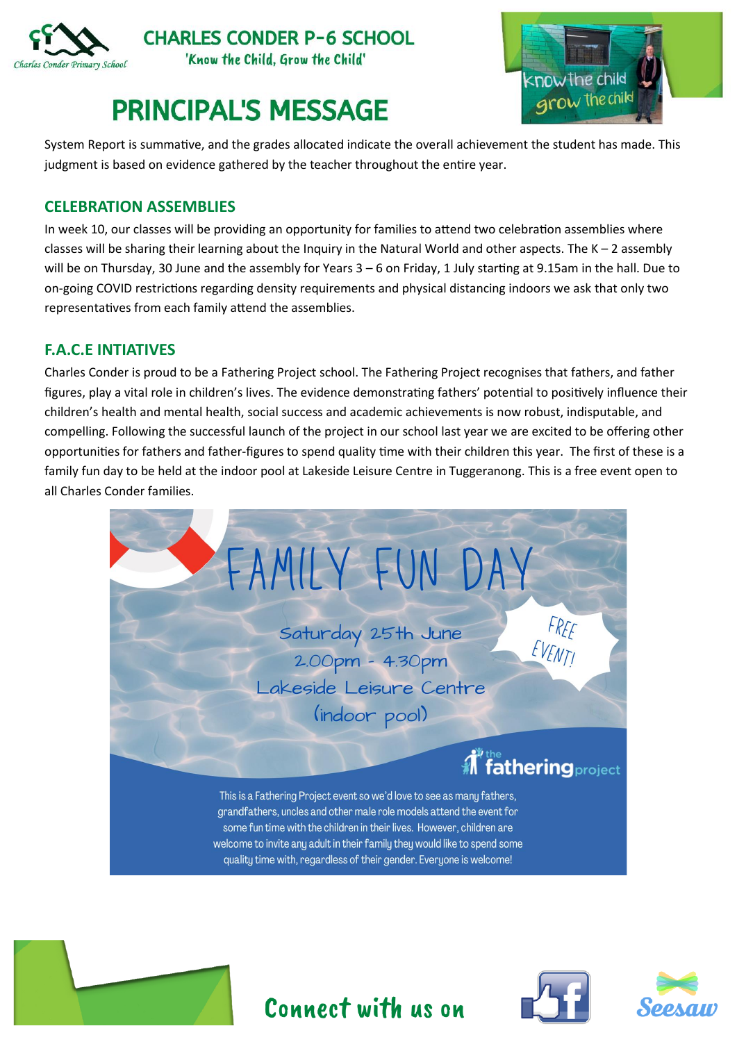# CHARLES CONDER P-6 SCHOOL

'Know the Child, Grow the Child'

# PRINCIPAL'S MESSAGE

System Report is summative, and the grades allocated indicate the overall achievement the student has made. This judgment is based on evidence gathered by the teacher throughout the entire year.

## CELEBRATION ASSEMBLIES

In week 10, our classes will be providing an opportunity for families to attend two celebration assemblies where classes will be sharing their learning about the Inquiry in the Natural World and other aspects. The K – 2 assembly will be on Thursday, 30 June and the assembly for Years 3 – 6 on Friday, 1 July starting at 9.15am in the hall. Due to on-going COVID restrictions regarding density requirements and physical distancing indoors we ask that only two representatives from each family attend the assemblies.

## F.A.C.E INTIATIVES

Charles Conder is proud to be a Fathering Project school. The Fathering Project recognises that fathers, and father figures, play a vital role in children's lives. The evidence demonstrating fathers' potential to positively influence their children's health and mental health, social success and academic achievements is now robust, indisputable, and compelling. Following the successful launch of the project in our school last year we are excited to be offering other opportunities for fathers and father-figures to spend quality time with their children this year. The first of these is a family fun day to be held at the indoor pool at Lakeside Leisure Centre in Tuggeranong. This is a free event open to all Charles Conder families.

### FAMILY FUN DAY

Saturday 25th June
2.00pm - 4.30pm
Lakeside Leisure Centre
(indoor pool)

FREE EVENT!

the fathering project

This is a Fathering Project event so we'd love to see as many fathers, grandfathers, uncles and other male role models attend the event for some fun time with the children in their lives. However, children are welcome to invite any adult in their family they would like to spend some quality time with, regardless of their gender. Everyone is welcome!

Connect with us on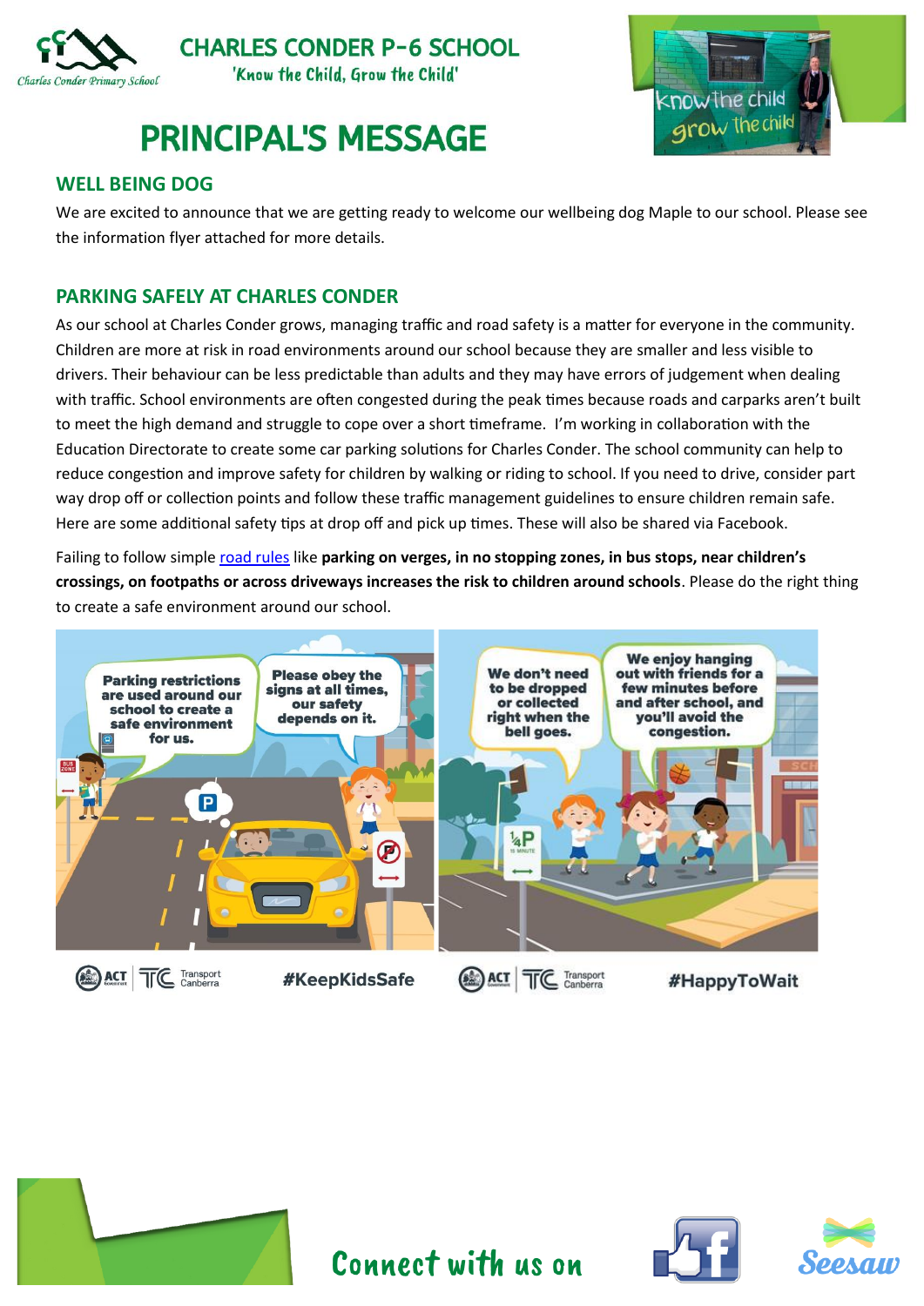# CHARLES CONDER P-6 SCHOOL

'Know the Child, Grow the Child'

# PRINCIPAL'S MESSAGE

## WELL BEING DOG

We are excited to announce that we are getting ready to welcome our wellbeing dog Maple to our school. Please see the information flyer attached for more details.

## PARKING SAFELY AT CHARLES CONDER

As our school at Charles Conder grows, managing traffic and road safety is a matter for everyone in the community. Children are more at risk in road environments around our school because they are smaller and less visible to drivers. Their behaviour can be less predictable than adults and they may have errors of judgement when dealing with traffic. School environments are often congested during the peak times because roads and carparks aren't built to meet the high demand and struggle to cope over a short timeframe. I'm working in collaboration with the Education Directorate to create some car parking solutions for Charles Conder. The school community can help to reduce congestion and improve safety for children by walking or riding to school. If you need to drive, consider part way drop off or collection points and follow these traffic management guidelines to ensure children remain safe. Here are some additional safety tips at drop off and pick up times. These will also be shared via Facebook.

Failing to follow simple road rules like **parking on verges, in no stopping zones, in bus stops, near children's crossings, on footpaths or across driveways increases the risk to children around schools**. Please do the right thing to create a safe environment around our school.

Parking restrictions are used around our school to create a safe environment for us.

Please obey the signs at all times, our safety depends on it.

#KeepKidsSafe

We don't need to be dropped or collected right when the bell goes.

We enjoy hanging out with friends for a few minutes before and after school, and you'll avoid the congestion.

#HappyToWait

Connect with us on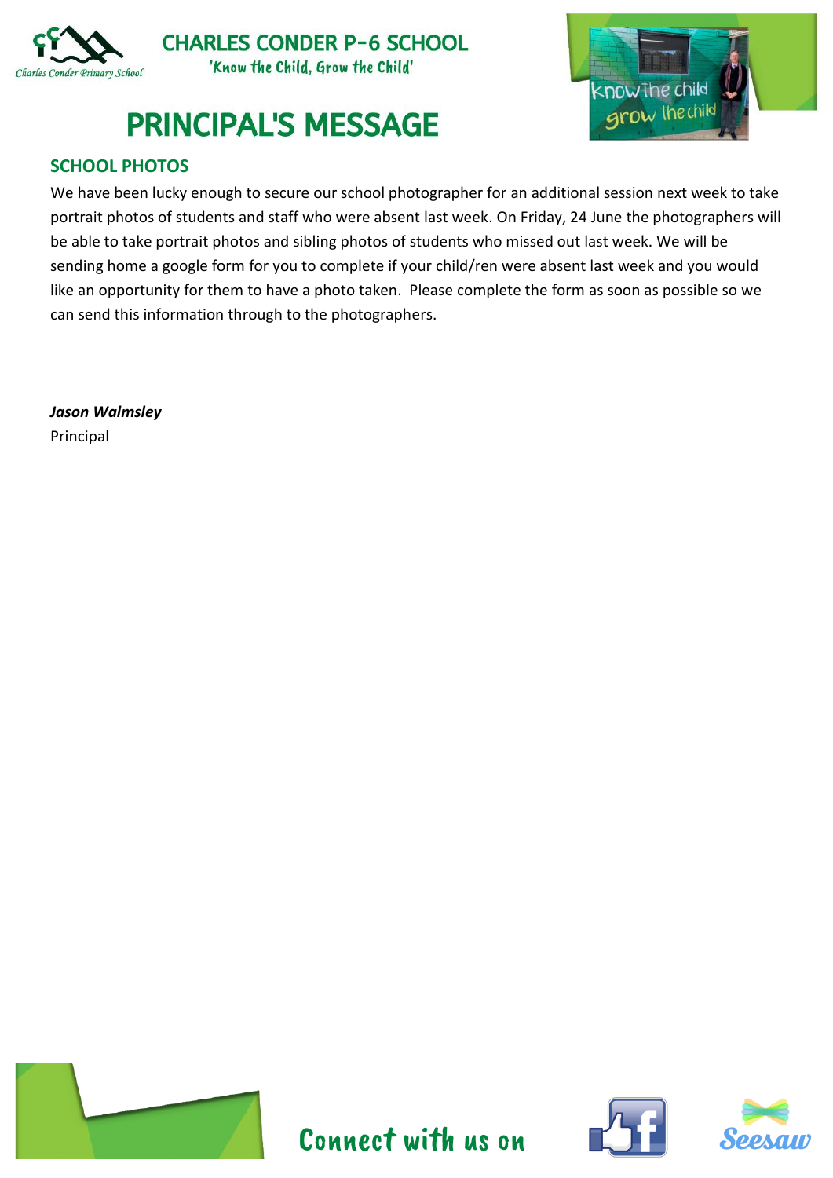CHARLES CONDER P-6 SCHOOL

'Know the Child, Grow the Child'

# PRINCIPAL'S MESSAGE

## SCHOOL PHOTOS

We have been lucky enough to secure our school photographer for an additional session next week to take portrait photos of students and staff who were absent last week. On Friday, 24 June the photographers will be able to take portrait photos and sibling photos of students who missed out last week. We will be sending home a google form for you to complete if your child/ren were absent last week and you would like an opportunity for them to have a photo taken. Please complete the form as soon as possible so we can send this information through to the photographers.

***Jason Walmsley***

Principal

Connect with us on